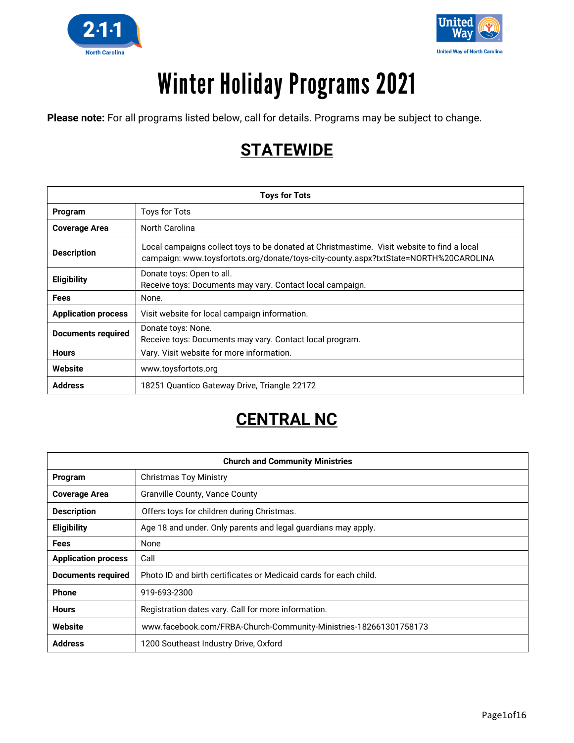# Winter Holiday Programs 2021

**Please note:** For all programs listed below, call for details. Programs may be subject to change.

## STATEWIDE

| Toys for Tots | |
|---|---|
| **Program** | Toys for Tots |
| **Coverage Area** | North Carolina |
| **Description** | Local campaigns collect toys to be donated at Christmastime. Visit website to find a local campaign: www.toysfortots.org/donate/toys-city-county.aspx?txtState=NORTH%20CAROLINA |
| **Eligibility** | Donate toys: Open to all.<br>Receive toys: Documents may vary. Contact local campaign. |
| **Fees** | None. |
| **Application process** | Visit website for local campaign information. |
| **Documents required** | Donate toys: None.<br>Receive toys: Documents may vary. Contact local program. |
| **Hours** | Vary. Visit website for more information. |
| **Website** | www.toysfortots.org |
| **Address** | 18251 Quantico Gateway Drive, Triangle 22172 |

## CENTRAL NC

| Church and Community Ministries | |
|---|---|
| **Program** | Christmas Toy Ministry |
| **Coverage Area** | Granville County, Vance County |
| **Description** | Offers toys for children during Christmas. |
| **Eligibility** | Age 18 and under. Only parents and legal guardians may apply. |
| **Fees** | None |
| **Application process** | Call |
| **Documents required** | Photo ID and birth certificates or Medicaid cards for each child. |
| **Phone** | 919-693-2300 |
| **Hours** | Registration dates vary. Call for more information. |
| **Website** | www.facebook.com/FRBA-Church-Community-Ministries-182661301758173 |
| **Address** | 1200 Southeast Industry Drive, Oxford |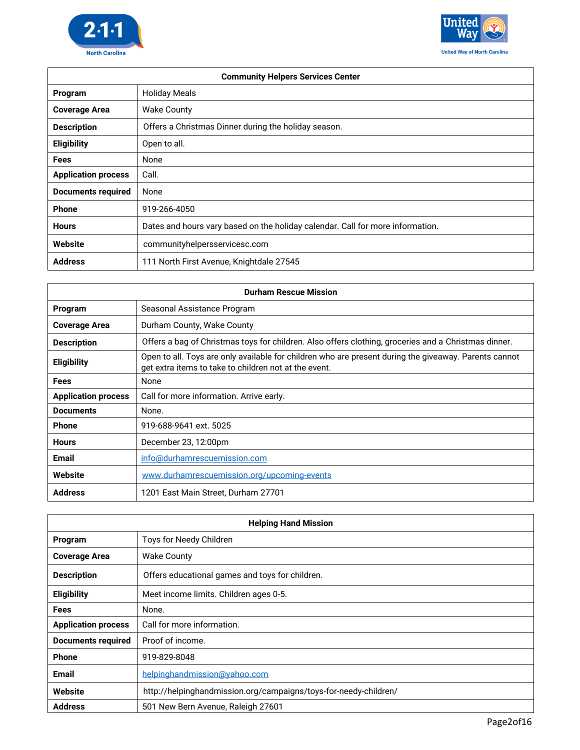| Community Helpers Services Center | |
|---|---|
| **Program** | Holiday Meals |
| **Coverage Area** | Wake County |
| **Description** | Offers a Christmas Dinner during the holiday season. |
| **Eligibility** | Open to all. |
| **Fees** | None |
| **Application process** | Call. |
| **Documents required** | None |
| **Phone** | 919-266-4050 |
| **Hours** | Dates and hours vary based on the holiday calendar. Call for more information. |
| **Website** | communityhelpersservicesc.com |
| **Address** | 111 North First Avenue, Knightdale 27545 |

| Durham Rescue Mission | |
|---|---|
| **Program** | Seasonal Assistance Program |
| **Coverage Area** | Durham County, Wake County |
| **Description** | Offers a bag of Christmas toys for children. Also offers clothing, groceries and a Christmas dinner. |
| **Eligibility** | Open to all. Toys are only available for children who are present during the giveaway. Parents cannot get extra items to take to children not at the event. |
| **Fees** | None |
| **Application process** | Call for more information. Arrive early. |
| **Documents** | None. |
| **Phone** | 919-688-9641 ext. 5025 |
| **Hours** | December 23, 12:00pm |
| **Email** | info@durhamrescuemission.com |
| **Website** | www.durhamrescuemission.org/upcoming-events |
| **Address** | 1201 East Main Street, Durham 27701 |

| Helping Hand Mission | |
|---|---|
| **Program** | Toys for Needy Children |
| **Coverage Area** | Wake County |
| **Description** | Offers educational games and toys for children. |
| **Eligibility** | Meet income limits. Children ages 0-5. |
| **Fees** | None. |
| **Application process** | Call for more information. |
| **Documents required** | Proof of income. |
| **Phone** | 919-829-8048 |
| **Email** | helpinghandmission@yahoo.com |
| **Website** | http://helpinghandmission.org/campaigns/toys-for-needy-children/ |
| **Address** | 501 New Bern Avenue, Raleigh 27601 |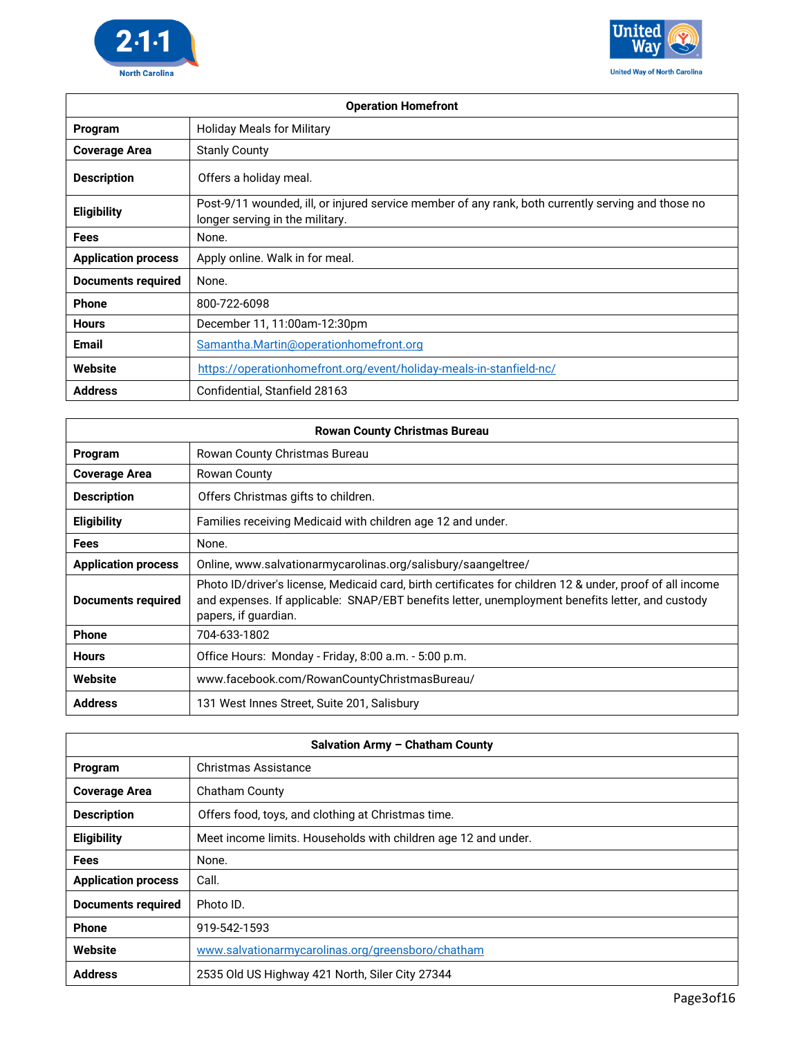| Operation Homefront | |
|---|---|
| **Program** | Holiday Meals for Military |
| **Coverage Area** | Stanly County |
| **Description** | Offers a holiday meal. |
| **Eligibility** | Post-9/11 wounded, ill, or injured service member of any rank, both currently serving and those no longer serving in the military. |
| **Fees** | None. |
| **Application process** | Apply online. Walk in for meal. |
| **Documents required** | None. |
| **Phone** | 800-722-6098 |
| **Hours** | December 11, 11:00am-12:30pm |
| **Email** | Samantha.Martin@operationhomefront.org |
| **Website** | https://operationhomefront.org/event/holiday-meals-in-stanfield-nc/ |
| **Address** | Confidential, Stanfield 28163 |

| Rowan County Christmas Bureau | |
|---|---|
| **Program** | Rowan County Christmas Bureau |
| **Coverage Area** | Rowan County |
| **Description** | Offers Christmas gifts to children. |
| **Eligibility** | Families receiving Medicaid with children age 12 and under. |
| **Fees** | None. |
| **Application process** | Online, www.salvationarmycarolinas.org/salisbury/saangeltree/ |
| **Documents required** | Photo ID/driver's license, Medicaid card, birth certificates for children 12 & under, proof of all income and expenses. If applicable: SNAP/EBT benefits letter, unemployment benefits letter, and custody papers, if guardian. |
| **Phone** | 704-633-1802 |
| **Hours** | Office Hours: Monday - Friday, 8:00 a.m. - 5:00 p.m. |
| **Website** | www.facebook.com/RowanCountyChristmasBureau/ |
| **Address** | 131 West Innes Street, Suite 201, Salisbury |

| Salvation Army – Chatham County | |
|---|---|
| **Program** | Christmas Assistance |
| **Coverage Area** | Chatham County |
| **Description** | Offers food, toys, and clothing at Christmas time. |
| **Eligibility** | Meet income limits. Households with children age 12 and under. |
| **Fees** | None. |
| **Application process** | Call. |
| **Documents required** | Photo ID. |
| **Phone** | 919-542-1593 |
| **Website** | www.salvationarmycarolinas.org/greensboro/chatham |
| **Address** | 2535 Old US Highway 421 North, Siler City 27344 |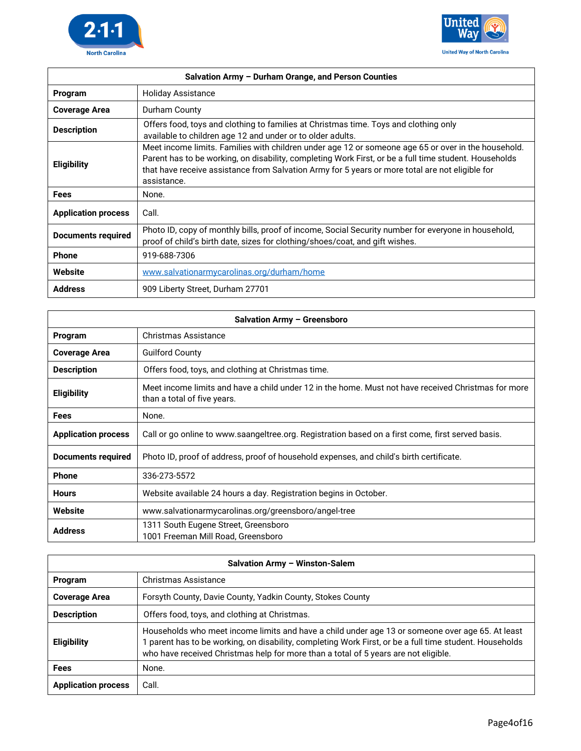| Salvation Army – Durham Orange, and Person Counties | |
|---|---|
| **Program** | Holiday Assistance |
| **Coverage Area** | Durham County |
| **Description** | Offers food, toys and clothing to families at Christmas time. Toys and clothing only available to children age 12 and under or to older adults. |
| **Eligibility** | Meet income limits. Families with children under age 12 or someone age 65 or over in the household. Parent has to be working, on disability, completing Work First, or be a full time student. Households that have receive assistance from Salvation Army for 5 years or more total are not eligible for assistance. |
| **Fees** | None. |
| **Application process** | Call. |
| **Documents required** | Photo ID, copy of monthly bills, proof of income, Social Security number for everyone in household, proof of child's birth date, sizes for clothing/shoes/coat, and gift wishes. |
| **Phone** | 919-688-7306 |
| **Website** | www.salvationarmycarolinas.org/durham/home |
| **Address** | 909 Liberty Street, Durham 27701 |

| Salvation Army – Greensboro | |
|---|---|
| **Program** | Christmas Assistance |
| **Coverage Area** | Guilford County |
| **Description** | Offers food, toys, and clothing at Christmas time. |
| **Eligibility** | Meet income limits and have a child under 12 in the home. Must not have received Christmas for more than a total of five years. |
| **Fees** | None. |
| **Application process** | Call or go online to www.saangeltree.org. Registration based on a first come, first served basis. |
| **Documents required** | Photo ID, proof of address, proof of household expenses, and child's birth certificate. |
| **Phone** | 336-273-5572 |
| **Hours** | Website available 24 hours a day. Registration begins in October. |
| **Website** | www.salvationarmycarolinas.org/greensboro/angel-tree |
| **Address** | 1311 South Eugene Street, Greensboro<br>1001 Freeman Mill Road, Greensboro |

| Salvation Army – Winston-Salem | |
|---|---|
| **Program** | Christmas Assistance |
| **Coverage Area** | Forsyth County, Davie County, Yadkin County, Stokes County |
| **Description** | Offers food, toys, and clothing at Christmas. |
| **Eligibility** | Households who meet income limits and have a child under age 13 or someone over age 65. At least 1 parent has to be working, on disability, completing Work First, or be a full time student. Households who have received Christmas help for more than a total of 5 years are not eligible. |
| **Fees** | None. |
| **Application process** | Call. |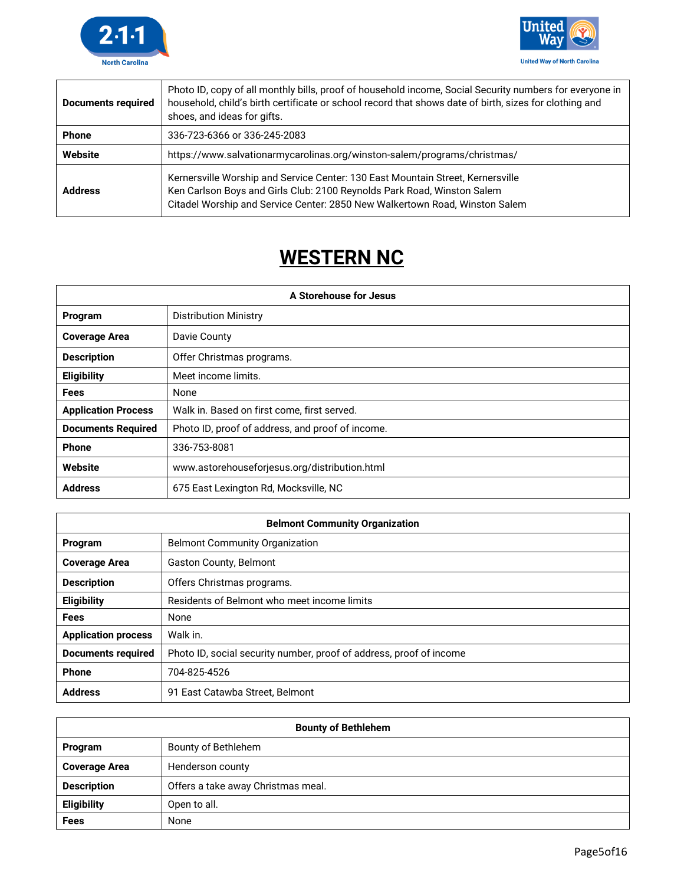| | |
|---|---|
| **Documents required** | Photo ID, copy of all monthly bills, proof of household income, Social Security numbers for everyone in household, child's birth certificate or school record that shows date of birth, sizes for clothing and shoes, and ideas for gifts. |
| **Phone** | 336-723-6366 or 336-245-2083 |
| **Website** | https://www.salvationarmycarolinas.org/winston-salem/programs/christmas/ |
| **Address** | Kernersville Worship and Service Center: 130 East Mountain Street, Kernersville<br>Ken Carlson Boys and Girls Club: 2100 Reynolds Park Road, Winston Salem<br>Citadel Worship and Service Center: 2850 New Walkertown Road, Winston Salem |

# WESTERN NC

| A Storehouse for Jesus | |
|---|---|
| **Program** | Distribution Ministry |
| **Coverage Area** | Davie County |
| **Description** | Offer Christmas programs. |
| **Eligibility** | Meet income limits. |
| **Fees** | None |
| **Application Process** | Walk in. Based on first come, first served. |
| **Documents Required** | Photo ID, proof of address, and proof of income. |
| **Phone** | 336-753-8081 |
| **Website** | www.astorehouseforjesus.org/distribution.html |
| **Address** | 675 East Lexington Rd, Mocksville, NC |

| Belmont Community Organization | |
|---|---|
| **Program** | Belmont Community Organization |
| **Coverage Area** | Gaston County, Belmont |
| **Description** | Offers Christmas programs. |
| **Eligibility** | Residents of Belmont who meet income limits |
| **Fees** | None |
| **Application process** | Walk in. |
| **Documents required** | Photo ID, social security number, proof of address, proof of income |
| **Phone** | 704-825-4526 |
| **Address** | 91 East Catawba Street, Belmont |

| Bounty of Bethlehem | |
|---|---|
| **Program** | Bounty of Bethlehem |
| **Coverage Area** | Henderson county |
| **Description** | Offers a take away Christmas meal. |
| **Eligibility** | Open to all. |
| **Fees** | None |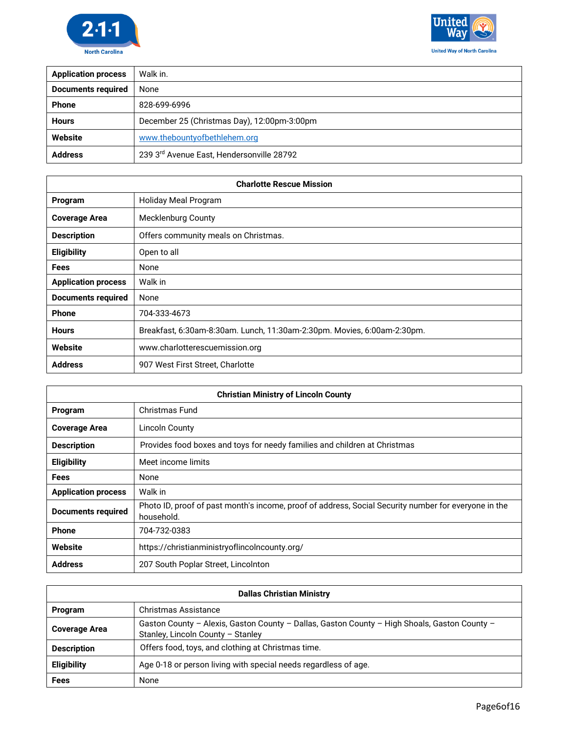| | |
|---|---|
| **Application process** | Walk in. |
| **Documents required** | None |
| **Phone** | 828-699-6996 |
| **Hours** | December 25 (Christmas Day), 12:00pm-3:00pm |
| **Website** | www.thebountyofbethlehem.org |
| **Address** | 239 3rd Avenue East, Hendersonville 28792 |

| Charlotte Rescue Mission | |
|---|---|
| **Program** | Holiday Meal Program |
| **Coverage Area** | Mecklenburg County |
| **Description** | Offers community meals on Christmas. |
| **Eligibility** | Open to all |
| **Fees** | None |
| **Application process** | Walk in |
| **Documents required** | None |
| **Phone** | 704-333-4673 |
| **Hours** | Breakfast, 6:30am-8:30am. Lunch, 11:30am-2:30pm. Movies, 6:00am-2:30pm. |
| **Website** | www.charlotterescuemission.org |
| **Address** | 907 West First Street, Charlotte |

| Christian Ministry of Lincoln County | |
|---|---|
| **Program** | Christmas Fund |
| **Coverage Area** | Lincoln County |
| **Description** | Provides food boxes and toys for needy families and children at Christmas |
| **Eligibility** | Meet income limits |
| **Fees** | None |
| **Application process** | Walk in |
| **Documents required** | Photo ID, proof of past month's income, proof of address, Social Security number for everyone in the household. |
| **Phone** | 704-732-0383 |
| **Website** | https://christianministryoflincolncounty.org/ |
| **Address** | 207 South Poplar Street, Lincolnton |

| Dallas Christian Ministry | |
|---|---|
| **Program** | Christmas Assistance |
| **Coverage Area** | Gaston County – Alexis, Gaston County – Dallas, Gaston County – High Shoals, Gaston County – Stanley, Lincoln County – Stanley |
| **Description** | Offers food, toys, and clothing at Christmas time. |
| **Eligibility** | Age 0-18 or person living with special needs regardless of age. |
| **Fees** | None |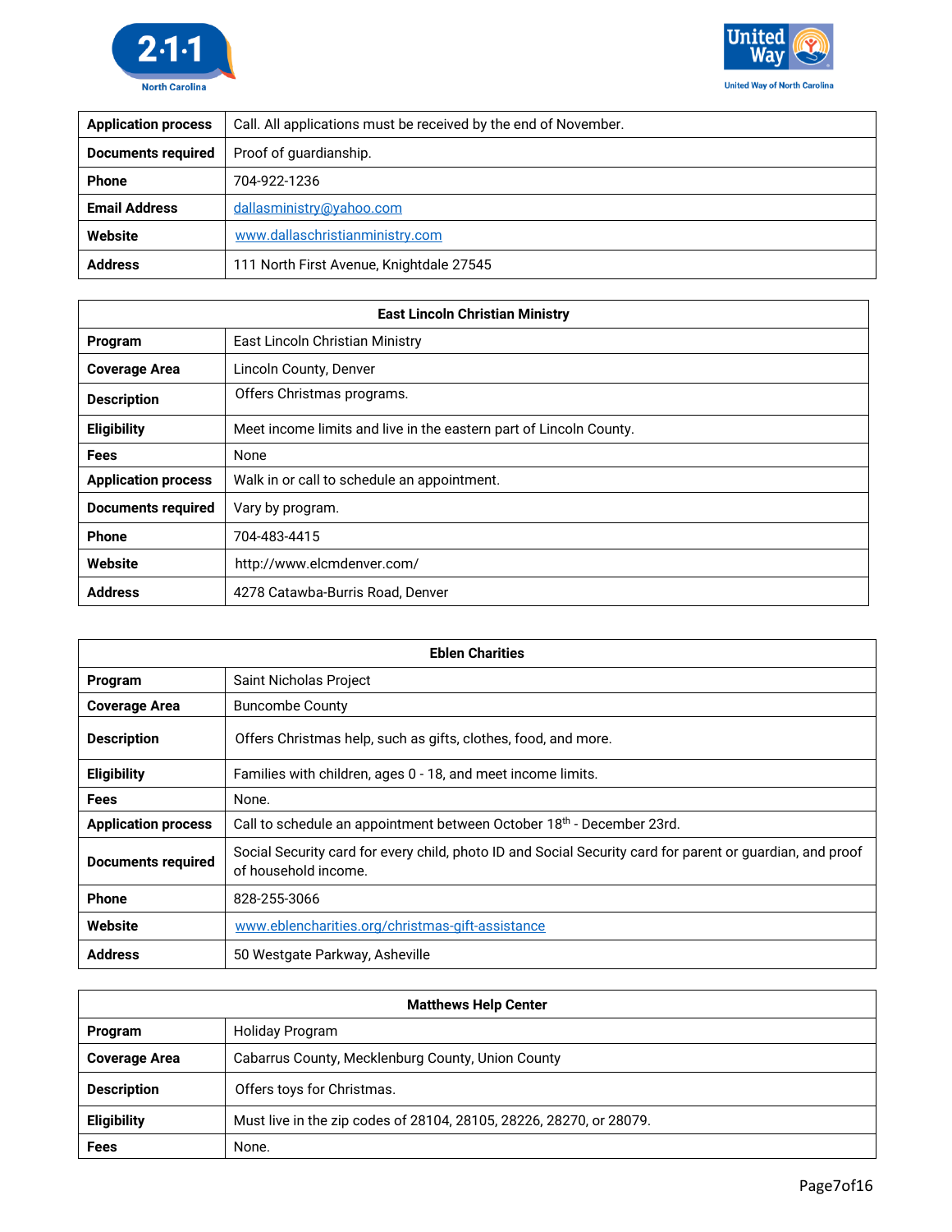| | |
|---|---|
| **Application process** | Call. All applications must be received by the end of November. |
| **Documents required** | Proof of guardianship. |
| **Phone** | 704-922-1236 |
| **Email Address** | dallasministry@yahoo.com |
| **Website** | www.dallaschristianministry.com |
| **Address** | 111 North First Avenue, Knightdale 27545 |

| East Lincoln Christian Ministry | |
|---|---|
| **Program** | East Lincoln Christian Ministry |
| **Coverage Area** | Lincoln County, Denver |
| **Description** | Offers Christmas programs. |
| **Eligibility** | Meet income limits and live in the eastern part of Lincoln County. |
| **Fees** | None |
| **Application process** | Walk in or call to schedule an appointment. |
| **Documents required** | Vary by program. |
| **Phone** | 704-483-4415 |
| **Website** | http://www.elcmdenver.com/ |
| **Address** | 4278 Catawba-Burris Road, Denver |

| Eblen Charities | |
|---|---|
| **Program** | Saint Nicholas Project |
| **Coverage Area** | Buncombe County |
| **Description** | Offers Christmas help, such as gifts, clothes, food, and more. |
| **Eligibility** | Families with children, ages 0 - 18, and meet income limits. |
| **Fees** | None. |
| **Application process** | Call to schedule an appointment between October 18th - December 23rd. |
| **Documents required** | Social Security card for every child, photo ID and Social Security card for parent or guardian, and proof of household income. |
| **Phone** | 828-255-3066 |
| **Website** | www.eblencharities.org/christmas-gift-assistance |
| **Address** | 50 Westgate Parkway, Asheville |

| Matthews Help Center | |
|---|---|
| **Program** | Holiday Program |
| **Coverage Area** | Cabarrus County, Mecklenburg County, Union County |
| **Description** | Offers toys for Christmas. |
| **Eligibility** | Must live in the zip codes of 28104, 28105, 28226, 28270, or 28079. |
| **Fees** | None. |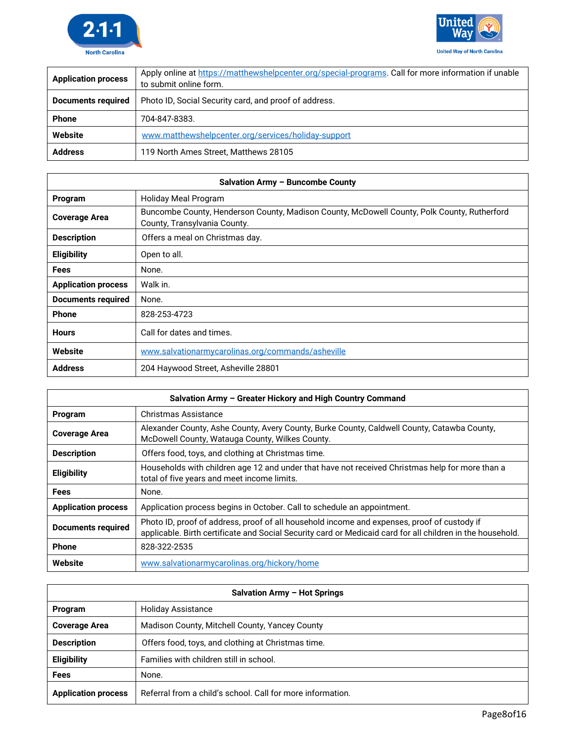| | |
|---|---|
| **Application process** | Apply online at https://matthewshelpcenter.org/special-programs. Call for more information if unable to submit online form. |
| **Documents required** | Photo ID, Social Security card, and proof of address. |
| **Phone** | 704-847-8383. |
| **Website** | www.matthewshelpcenter.org/services/holiday-support |
| **Address** | 119 North Ames Street, Matthews 28105 |

| **Salvation Army – Buncombe County** | |
|---|---|
| **Program** | Holiday Meal Program |
| **Coverage Area** | Buncombe County, Henderson County, Madison County, McDowell County, Polk County, Rutherford County, Transylvania County. |
| **Description** | Offers a meal on Christmas day. |
| **Eligibility** | Open to all. |
| **Fees** | None. |
| **Application process** | Walk in. |
| **Documents required** | None. |
| **Phone** | 828-253-4723 |
| **Hours** | Call for dates and times. |
| **Website** | www.salvationarmycarolinas.org/commands/asheville |
| **Address** | 204 Haywood Street, Asheville 28801 |

| **Salvation Army – Greater Hickory and High Country Command** | |
|---|---|
| **Program** | Christmas Assistance |
| **Coverage Area** | Alexander County, Ashe County, Avery County, Burke County, Caldwell County, Catawba County, McDowell County, Watauga County, Wilkes County. |
| **Description** | Offers food, toys, and clothing at Christmas time. |
| **Eligibility** | Households with children age 12 and under that have not received Christmas help for more than a total of five years and meet income limits. |
| **Fees** | None. |
| **Application process** | Application process begins in October. Call to schedule an appointment. |
| **Documents required** | Photo ID, proof of address, proof of all household income and expenses, proof of custody if applicable. Birth certificate and Social Security card or Medicaid card for all children in the household. |
| **Phone** | 828-322-2535 |
| **Website** | www.salvationarmycarolinas.org/hickory/home |

| **Salvation Army – Hot Springs** | |
|---|---|
| **Program** | Holiday Assistance |
| **Coverage Area** | Madison County, Mitchell County, Yancey County |
| **Description** | Offers food, toys, and clothing at Christmas time. |
| **Eligibility** | Families with children still in school. |
| **Fees** | None. |
| **Application process** | Referral from a child's school. Call for more information. |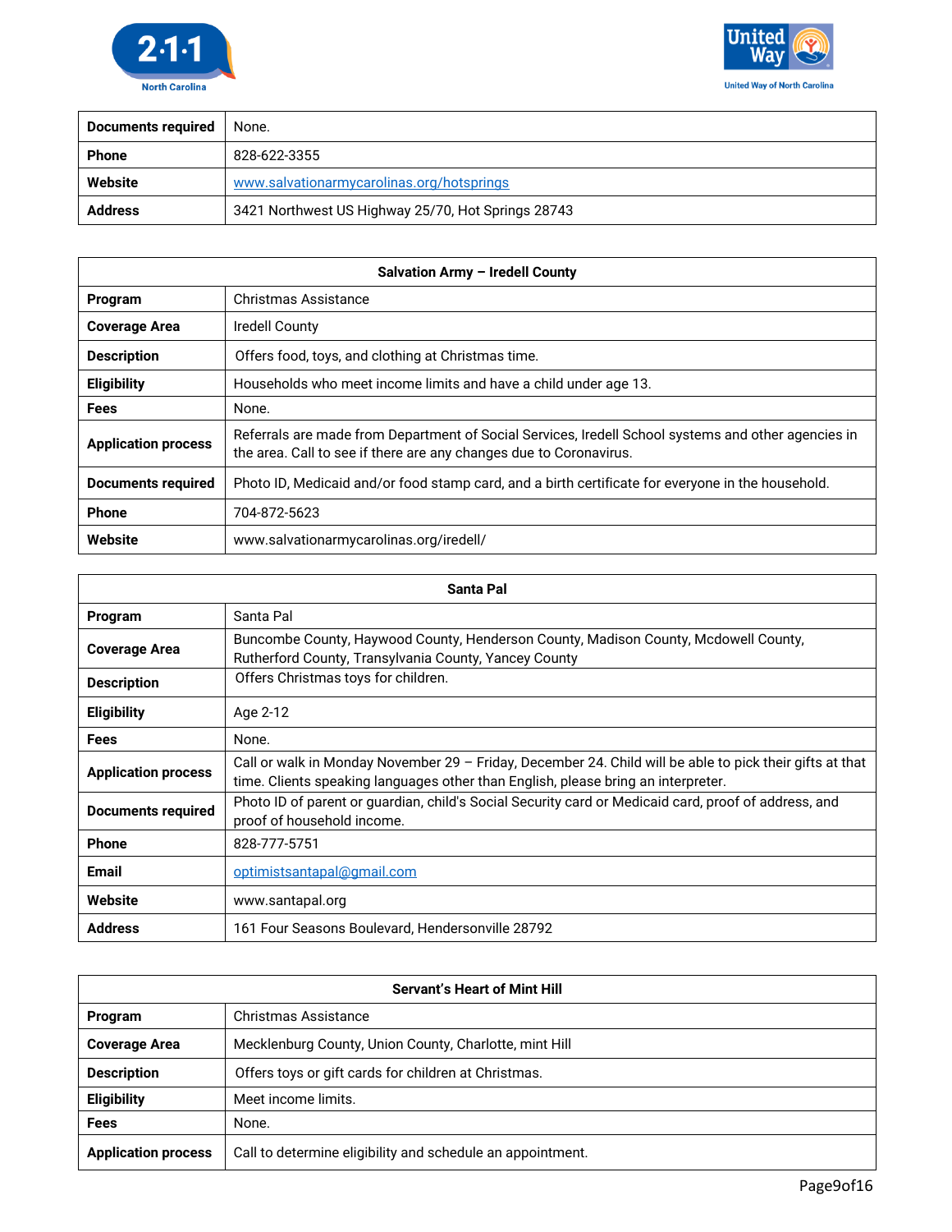| | |
|---|---|
| **Documents required** | None. |
| **Phone** | 828-622-3355 |
| **Website** | www.salvationarmycarolinas.org/hotsprings |
| **Address** | 3421 Northwest US Highway 25/70, Hot Springs 28743 |

| **Salvation Army – Iredell County** | |
|---|---|
| **Program** | Christmas Assistance |
| **Coverage Area** | Iredell County |
| **Description** | Offers food, toys, and clothing at Christmas time. |
| **Eligibility** | Households who meet income limits and have a child under age 13. |
| **Fees** | None. |
| **Application process** | Referrals are made from Department of Social Services, Iredell School systems and other agencies in the area. Call to see if there are any changes due to Coronavirus. |
| **Documents required** | Photo ID, Medicaid and/or food stamp card, and a birth certificate for everyone in the household. |
| **Phone** | 704-872-5623 |
| **Website** | www.salvationarmycarolinas.org/iredell/ |

| **Santa Pal** | |
|---|---|
| **Program** | Santa Pal |
| **Coverage Area** | Buncombe County, Haywood County, Henderson County, Madison County, Mcdowell County, Rutherford County, Transylvania County, Yancey County |
| **Description** | Offers Christmas toys for children. |
| **Eligibility** | Age 2-12 |
| **Fees** | None. |
| **Application process** | Call or walk in Monday November 29 – Friday, December 24. Child will be able to pick their gifts at that time. Clients speaking languages other than English, please bring an interpreter. |
| **Documents required** | Photo ID of parent or guardian, child's Social Security card or Medicaid card, proof of address, and proof of household income. |
| **Phone** | 828-777-5751 |
| **Email** | optimistsantapal@gmail.com |
| **Website** | www.santapal.org |
| **Address** | 161 Four Seasons Boulevard, Hendersonville 28792 |

| **Servant's Heart of Mint Hill** | |
|---|---|
| **Program** | Christmas Assistance |
| **Coverage Area** | Mecklenburg County, Union County, Charlotte, mint Hill |
| **Description** | Offers toys or gift cards for children at Christmas. |
| **Eligibility** | Meet income limits. |
| **Fees** | None. |
| **Application process** | Call to determine eligibility and schedule an appointment. |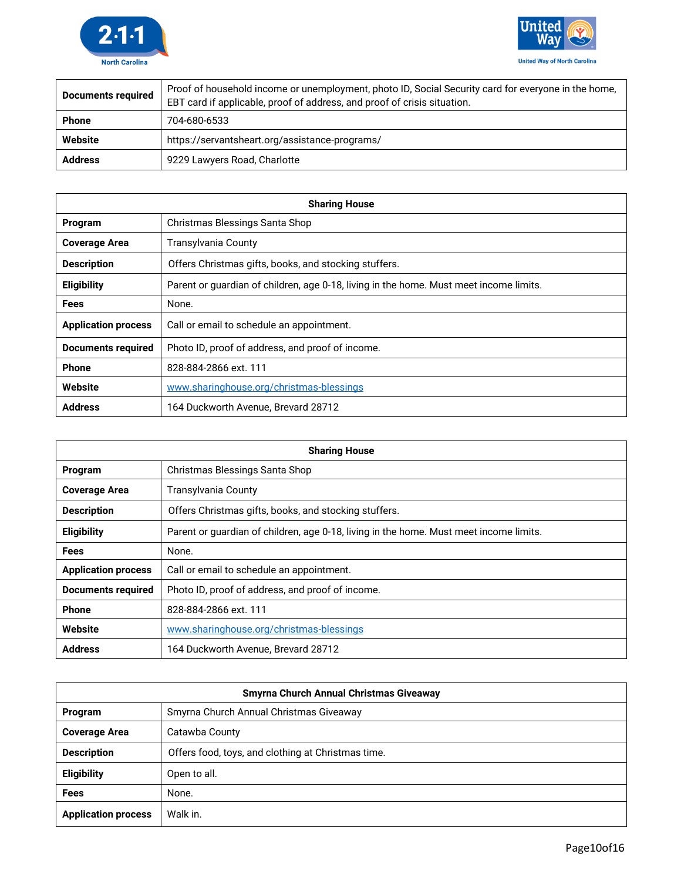| | |
|---|---|
| **Documents required** | Proof of household income or unemployment, photo ID, Social Security card for everyone in the home, EBT card if applicable, proof of address, and proof of crisis situation. |
| **Phone** | 704-680-6533 |
| **Website** | https://servantsheart.org/assistance-programs/ |
| **Address** | 9229 Lawyers Road, Charlotte |

| **Sharing House** | |
|---|---|
| **Program** | Christmas Blessings Santa Shop |
| **Coverage Area** | Transylvania County |
| **Description** | Offers Christmas gifts, books, and stocking stuffers. |
| **Eligibility** | Parent or guardian of children, age 0-18, living in the home. Must meet income limits. |
| **Fees** | None. |
| **Application process** | Call or email to schedule an appointment. |
| **Documents required** | Photo ID, proof of address, and proof of income. |
| **Phone** | 828-884-2866 ext. 111 |
| **Website** | www.sharinghouse.org/christmas-blessings |
| **Address** | 164 Duckworth Avenue, Brevard 28712 |

| **Sharing House** | |
|---|---|
| **Program** | Christmas Blessings Santa Shop |
| **Coverage Area** | Transylvania County |
| **Description** | Offers Christmas gifts, books, and stocking stuffers. |
| **Eligibility** | Parent or guardian of children, age 0-18, living in the home. Must meet income limits. |
| **Fees** | None. |
| **Application process** | Call or email to schedule an appointment. |
| **Documents required** | Photo ID, proof of address, and proof of income. |
| **Phone** | 828-884-2866 ext. 111 |
| **Website** | www.sharinghouse.org/christmas-blessings |
| **Address** | 164 Duckworth Avenue, Brevard 28712 |

| **Smyrna Church Annual Christmas Giveaway** | |
|---|---|
| **Program** | Smyrna Church Annual Christmas Giveaway |
| **Coverage Area** | Catawba County |
| **Description** | Offers food, toys, and clothing at Christmas time. |
| **Eligibility** | Open to all. |
| **Fees** | None. |
| **Application process** | Walk in. |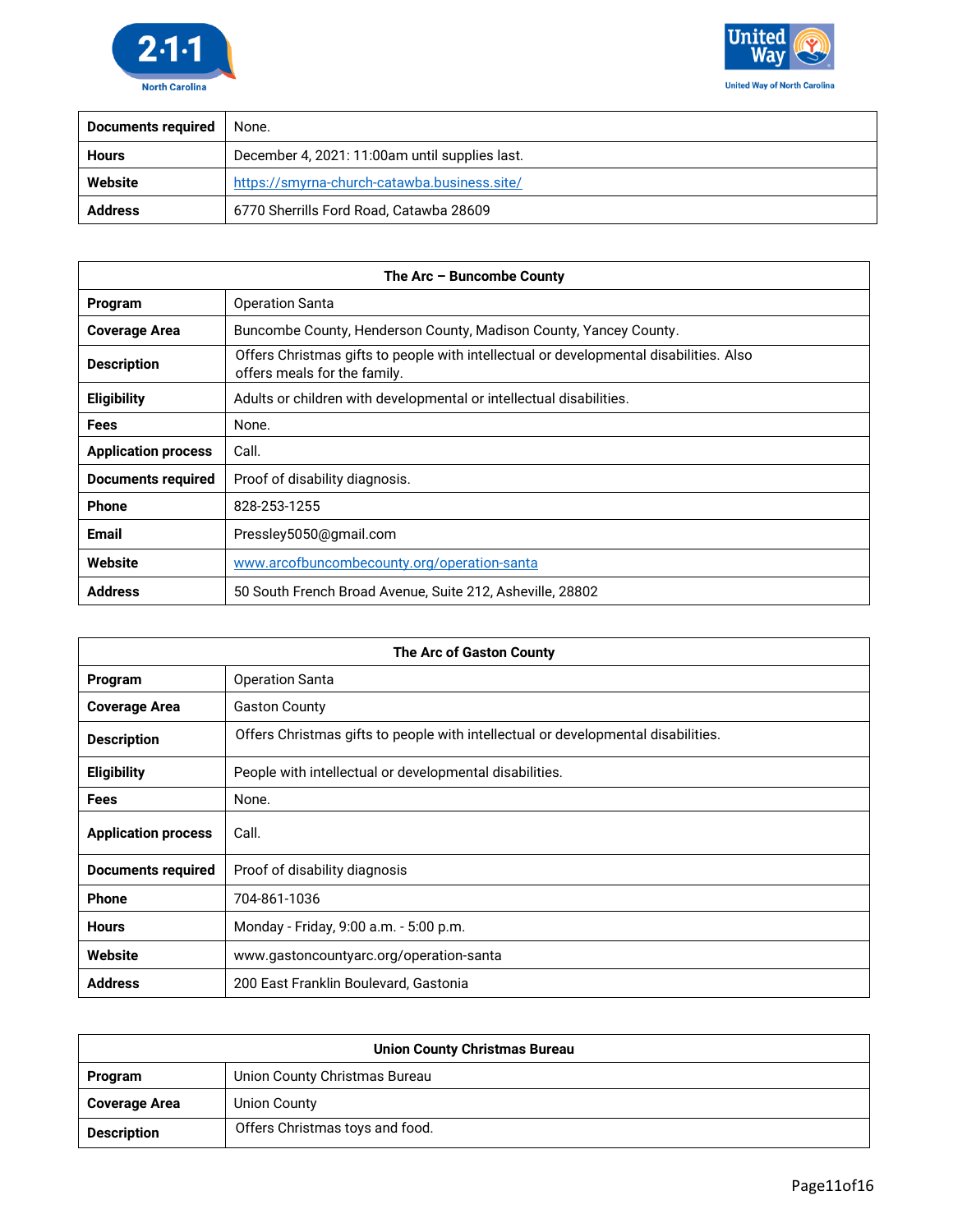| Documents required | None. |
|---|---|
| Hours | December 4, 2021: 11:00am until supplies last. |
| Website | https://smyrna-church-catawba.business.site/ |
| Address | 6770 Sherrills Ford Road, Catawba 28609 |

| The Arc – Buncombe County | |
|---|---|
| Program | Operation Santa |
| Coverage Area | Buncombe County, Henderson County, Madison County, Yancey County. |
| Description | Offers Christmas gifts to people with intellectual or developmental disabilities. Also offers meals for the family. |
| Eligibility | Adults or children with developmental or intellectual disabilities. |
| Fees | None. |
| Application process | Call. |
| Documents required | Proof of disability diagnosis. |
| Phone | 828-253-1255 |
| Email | Pressley5050@gmail.com |
| Website | www.arcofbuncombecounty.org/operation-santa |
| Address | 50 South French Broad Avenue, Suite 212, Asheville, 28802 |

| The Arc of Gaston County | |
|---|---|
| Program | Operation Santa |
| Coverage Area | Gaston County |
| Description | Offers Christmas gifts to people with intellectual or developmental disabilities. |
| Eligibility | People with intellectual or developmental disabilities. |
| Fees | None. |
| Application process | Call. |
| Documents required | Proof of disability diagnosis |
| Phone | 704-861-1036 |
| Hours | Monday - Friday, 9:00 a.m. - 5:00 p.m. |
| Website | www.gastoncountyarc.org/operation-santa |
| Address | 200 East Franklin Boulevard, Gastonia |

| Union County Christmas Bureau | |
|---|---|
| Program | Union County Christmas Bureau |
| Coverage Area | Union County |
| Description | Offers Christmas toys and food. |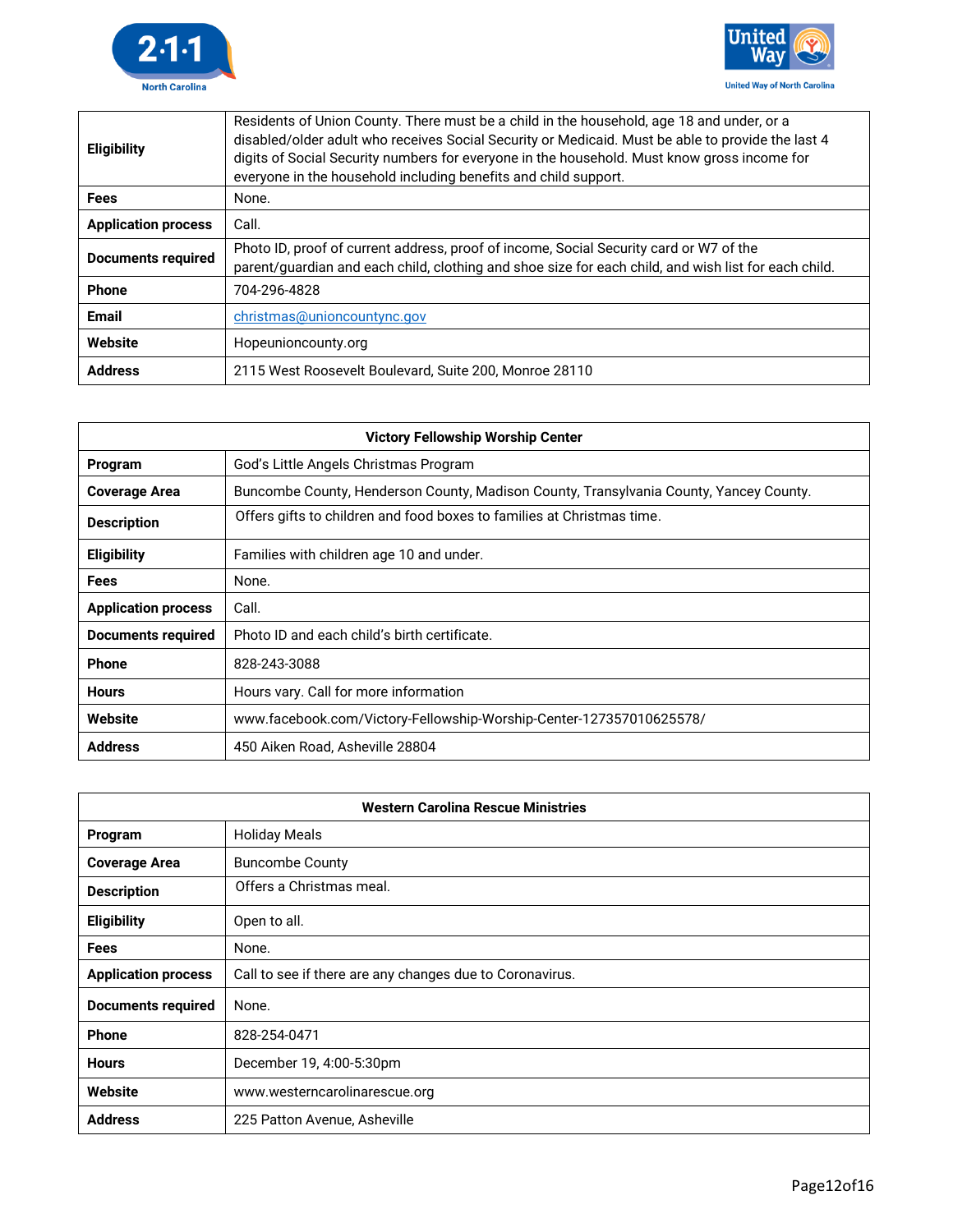| | |
|---|---|
| **Eligibility** | Residents of Union County. There must be a child in the household, age 18 and under, or a disabled/older adult who receives Social Security or Medicaid. Must be able to provide the last 4 digits of Social Security numbers for everyone in the household. Must know gross income for everyone in the household including benefits and child support. |
| **Fees** | None. |
| **Application process** | Call. |
| **Documents required** | Photo ID, proof of current address, proof of income, Social Security card or W7 of the parent/guardian and each child, clothing and shoe size for each child, and wish list for each child. |
| **Phone** | 704-296-4828 |
| **Email** | christmas@unioncountync.gov |
| **Website** | Hopeunioncounty.org |
| **Address** | 2115 West Roosevelt Boulevard, Suite 200, Monroe 28110 |

| **Victory Fellowship Worship Center** | |
|---|---|
| **Program** | God's Little Angels Christmas Program |
| **Coverage Area** | Buncombe County, Henderson County, Madison County, Transylvania County, Yancey County. |
| **Description** | Offers gifts to children and food boxes to families at Christmas time. |
| **Eligibility** | Families with children age 10 and under. |
| **Fees** | None. |
| **Application process** | Call. |
| **Documents required** | Photo ID and each child's birth certificate. |
| **Phone** | 828-243-3088 |
| **Hours** | Hours vary. Call for more information |
| **Website** | www.facebook.com/Victory-Fellowship-Worship-Center-127357010625578/ |
| **Address** | 450 Aiken Road, Asheville 28804 |

| **Western Carolina Rescue Ministries** | |
|---|---|
| **Program** | Holiday Meals |
| **Coverage Area** | Buncombe County |
| **Description** | Offers a Christmas meal. |
| **Eligibility** | Open to all. |
| **Fees** | None. |
| **Application process** | Call to see if there are any changes due to Coronavirus. |
| **Documents required** | None. |
| **Phone** | 828-254-0471 |
| **Hours** | December 19, 4:00-5:30pm |
| **Website** | www.westerncarolinarescue.org |
| **Address** | 225 Patton Avenue, Asheville |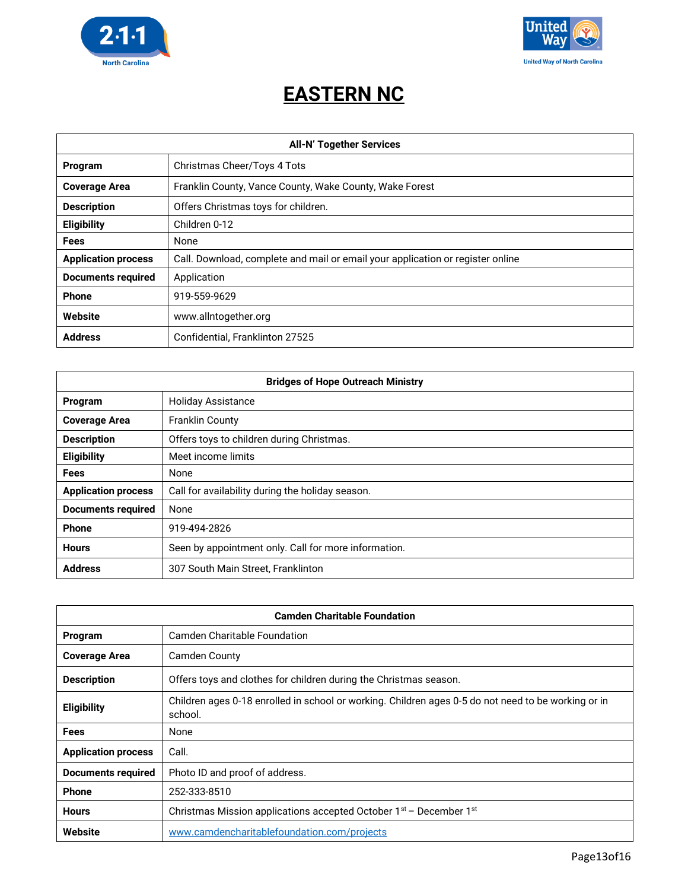# EASTERN NC

| All-N' Together Services | |
|---|---|
| **Program** | Christmas Cheer/Toys 4 Tots |
| **Coverage Area** | Franklin County, Vance County, Wake County, Wake Forest |
| **Description** | Offers Christmas toys for children. |
| **Eligibility** | Children 0-12 |
| **Fees** | None |
| **Application process** | Call. Download, complete and mail or email your application or register online |
| **Documents required** | Application |
| **Phone** | 919-559-9629 |
| **Website** | www.allntogether.org |
| **Address** | Confidential, Franklinton 27525 |

| Bridges of Hope Outreach Ministry | |
|---|---|
| **Program** | Holiday Assistance |
| **Coverage Area** | Franklin County |
| **Description** | Offers toys to children during Christmas. |
| **Eligibility** | Meet income limits |
| **Fees** | None |
| **Application process** | Call for availability during the holiday season. |
| **Documents required** | None |
| **Phone** | 919-494-2826 |
| **Hours** | Seen by appointment only. Call for more information. |
| **Address** | 307 South Main Street, Franklinton |

| Camden Charitable Foundation | |
|---|---|
| **Program** | Camden Charitable Foundation |
| **Coverage Area** | Camden County |
| **Description** | Offers toys and clothes for children during the Christmas season. |
| **Eligibility** | Children ages 0-18 enrolled in school or working. Children ages 0-5 do not need to be working or in school. |
| **Fees** | None |
| **Application process** | Call. |
| **Documents required** | Photo ID and proof of address. |
| **Phone** | 252-333-8510 |
| **Hours** | Christmas Mission applications accepted October 1st – December 1st |
| **Website** | www.camdencharitablefoundation.com/projects |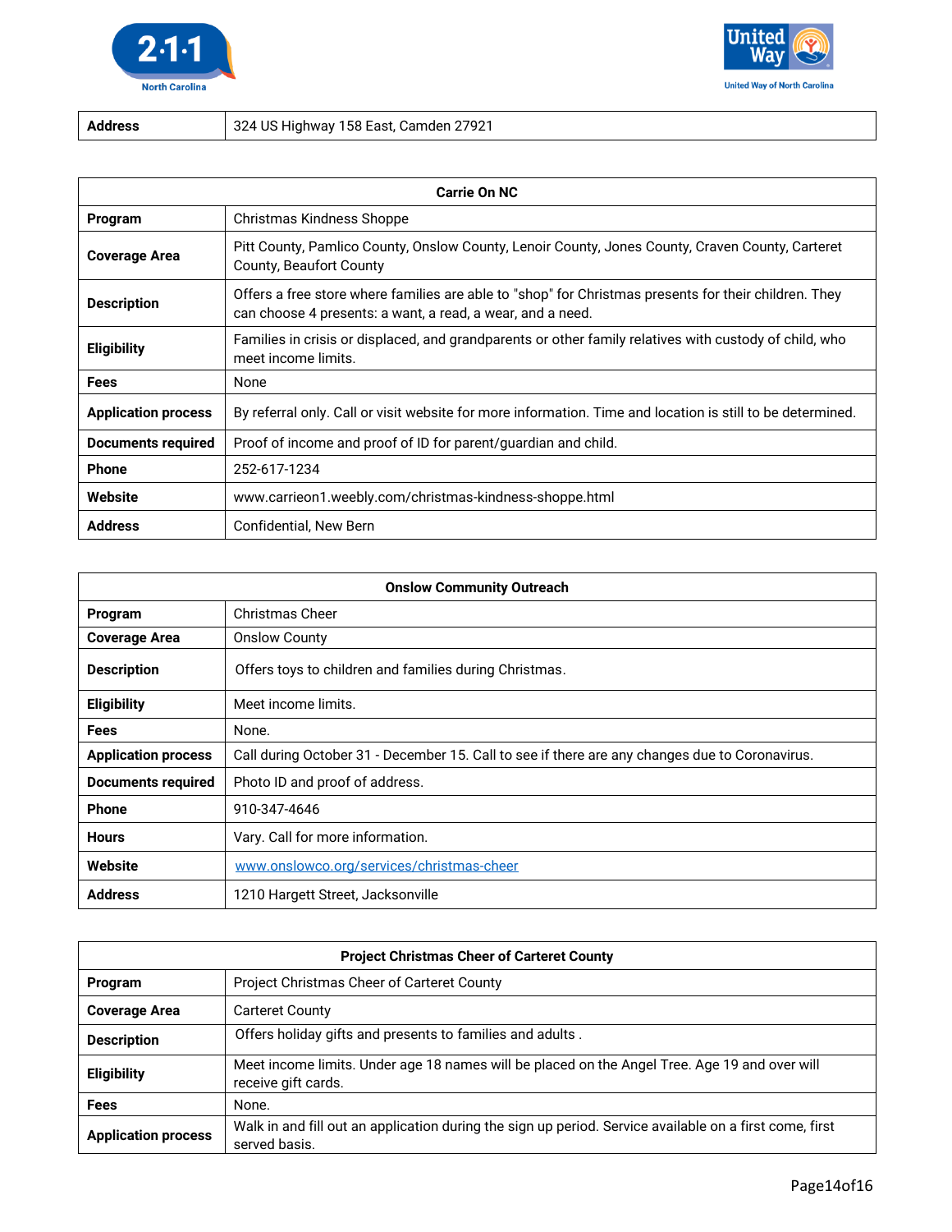| Address | 324 US Highway 158 East, Camden 27921 |
|---|---|

| Carrie On NC | |
|---|---|
| Program | Christmas Kindness Shoppe |
| Coverage Area | Pitt County, Pamlico County, Onslow County, Lenoir County, Jones County, Craven County, Carteret County, Beaufort County |
| Description | Offers a free store where families are able to "shop" for Christmas presents for their children. They can choose 4 presents: a want, a read, a wear, and a need. |
| Eligibility | Families in crisis or displaced, and grandparents or other family relatives with custody of child, who meet income limits. |
| Fees | None |
| Application process | By referral only. Call or visit website for more information. Time and location is still to be determined. |
| Documents required | Proof of income and proof of ID for parent/guardian and child. |
| Phone | 252-617-1234 |
| Website | www.carrieon1.weebly.com/christmas-kindness-shoppe.html |
| Address | Confidential, New Bern |

| Onslow Community Outreach | |
|---|---|
| Program | Christmas Cheer |
| Coverage Area | Onslow County |
| Description | Offers toys to children and families during Christmas. |
| Eligibility | Meet income limits. |
| Fees | None. |
| Application process | Call during October 31 - December 15. Call to see if there are any changes due to Coronavirus. |
| Documents required | Photo ID and proof of address. |
| Phone | 910-347-4646 |
| Hours | Vary. Call for more information. |
| Website | www.onslowco.org/services/christmas-cheer |
| Address | 1210 Hargett Street, Jacksonville |

| Project Christmas Cheer of Carteret County | |
|---|---|
| Program | Project Christmas Cheer of Carteret County |
| Coverage Area | Carteret County |
| Description | Offers holiday gifts and presents to families and adults . |
| Eligibility | Meet income limits. Under age 18 names will be placed on the Angel Tree. Age 19 and over will receive gift cards. |
| Fees | None. |
| Application process | Walk in and fill out an application during the sign up period. Service available on a first come, first served basis. |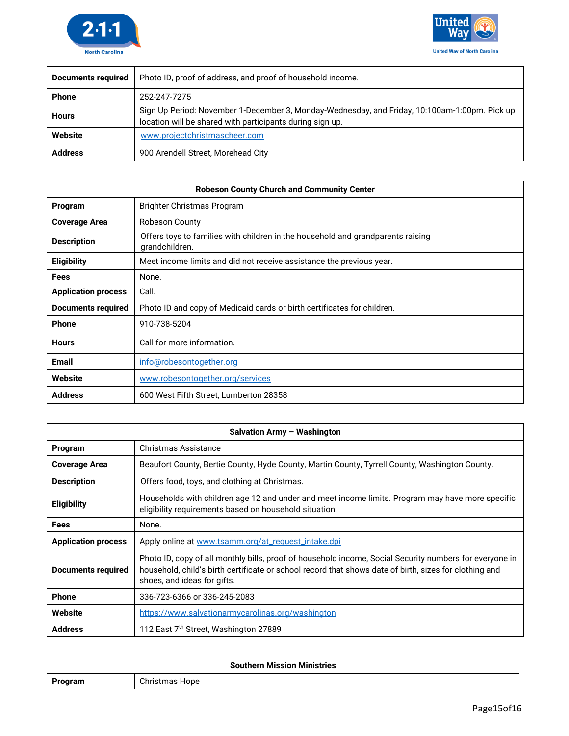| Documents required | Photo ID, proof of address, and proof of household income. |
|---|---|
| Phone | 252-247-7275 |
| Hours | Sign Up Period: November 1-December 3, Monday-Wednesday, and Friday, 10:100am-1:00pm. Pick up location will be shared with participants during sign up. |
| Website | www.projectchristmascheer.com |
| Address | 900 Arendell Street, Morehead City |

| Robeson County Church and Community Center | |
|---|---|
| Program | Brighter Christmas Program |
| Coverage Area | Robeson County |
| Description | Offers toys to families with children in the household and grandparents raising grandchildren. |
| Eligibility | Meet income limits and did not receive assistance the previous year. |
| Fees | None. |
| Application process | Call. |
| Documents required | Photo ID and copy of Medicaid cards or birth certificates for children. |
| Phone | 910-738-5204 |
| Hours | Call for more information. |
| Email | info@robesontogether.org |
| Website | www.robesontogether.org/services |
| Address | 600 West Fifth Street, Lumberton 28358 |

| Salvation Army – Washington | |
|---|---|
| Program | Christmas Assistance |
| Coverage Area | Beaufort County, Bertie County, Hyde County, Martin County, Tyrrell County, Washington County. |
| Description | Offers food, toys, and clothing at Christmas. |
| Eligibility | Households with children age 12 and under and meet income limits. Program may have more specific eligibility requirements based on household situation. |
| Fees | None. |
| Application process | Apply online at www.tsamm.org/at_request_intake.dpi |
| Documents required | Photo ID, copy of all monthly bills, proof of household income, Social Security numbers for everyone in household, child's birth certificate or school record that shows date of birth, sizes for clothing and shoes, and ideas for gifts. |
| Phone | 336-723-6366 or 336-245-2083 |
| Website | https://www.salvationarmycarolinas.org/washington |
| Address | 112 East 7th Street, Washington 27889 |

| Southern Mission Ministries | |
|---|---|
| Program | Christmas Hope |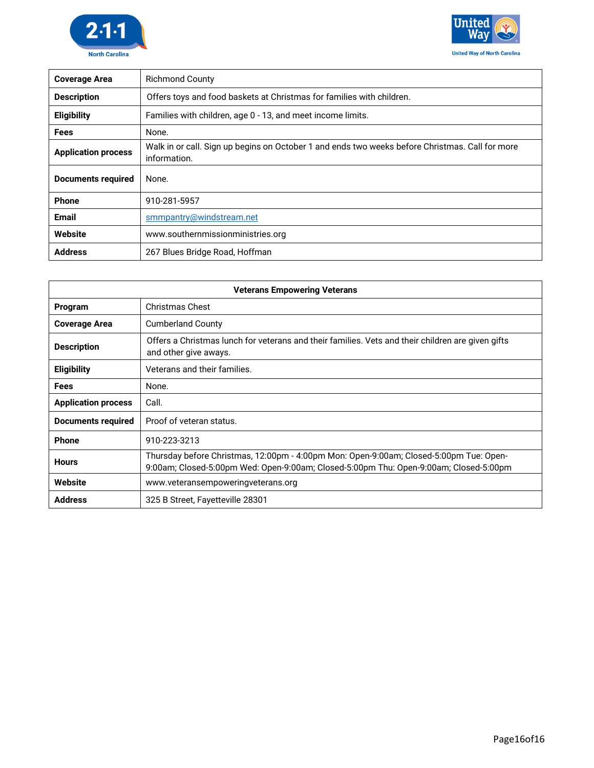| | |
|---|---|
| **Coverage Area** | Richmond County |
| **Description** | Offers toys and food baskets at Christmas for families with children. |
| **Eligibility** | Families with children, age 0 - 13, and meet income limits. |
| **Fees** | None. |
| **Application process** | Walk in or call. Sign up begins on October 1 and ends two weeks before Christmas. Call for more information. |
| **Documents required** | None. |
| **Phone** | 910-281-5957 |
| **Email** | smmpantry@windstream.net |
| **Website** | www.southernmissionministries.org |
| **Address** | 267 Blues Bridge Road, Hoffman |

| **Veterans Empowering Veterans** | |
|---|---|
| **Program** | Christmas Chest |
| **Coverage Area** | Cumberland County |
| **Description** | Offers a Christmas lunch for veterans and their families. Vets and their children are given gifts and other give aways. |
| **Eligibility** | Veterans and their families. |
| **Fees** | None. |
| **Application process** | Call. |
| **Documents required** | Proof of veteran status. |
| **Phone** | 910-223-3213 |
| **Hours** | Thursday before Christmas, 12:00pm - 4:00pm Mon: Open-9:00am; Closed-5:00pm Tue: Open-9:00am; Closed-5:00pm Wed: Open-9:00am; Closed-5:00pm Thu: Open-9:00am; Closed-5:00pm |
| **Website** | www.veteransempoweringveterans.org |
| **Address** | 325 B Street, Fayetteville 28301 |